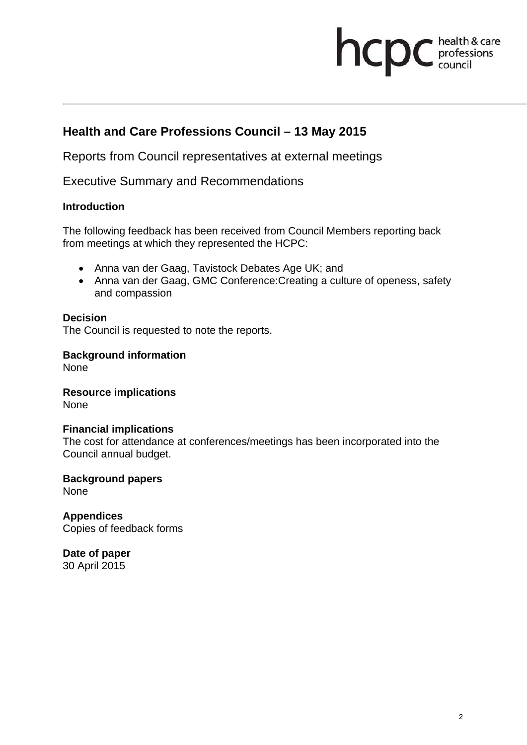## Health and Care Professions Council – 13 May 2015

Reports from Council representatives at external meetings

Executive Summary and Recommendations

**Introduction**

The following feedback has been received from Council Members reporting back from meetings at which they represented the HCPC:

- Anna van der Gaag, Tavistock Debates Age UK; and
- Anna van der Gaag, GMC Conference:Creating a culture of openess, safety and compassion

**Decision**

The Council is requested to note the reports.

**Background information**

None

**Resource implications**

None

**Financial implications**

The cost for attendance at conferences/meetings has been incorporated into the Council annual budget.

**Background papers**

None

**Appendices**

Copies of feedback forms

**Date of paper**

30 April 2015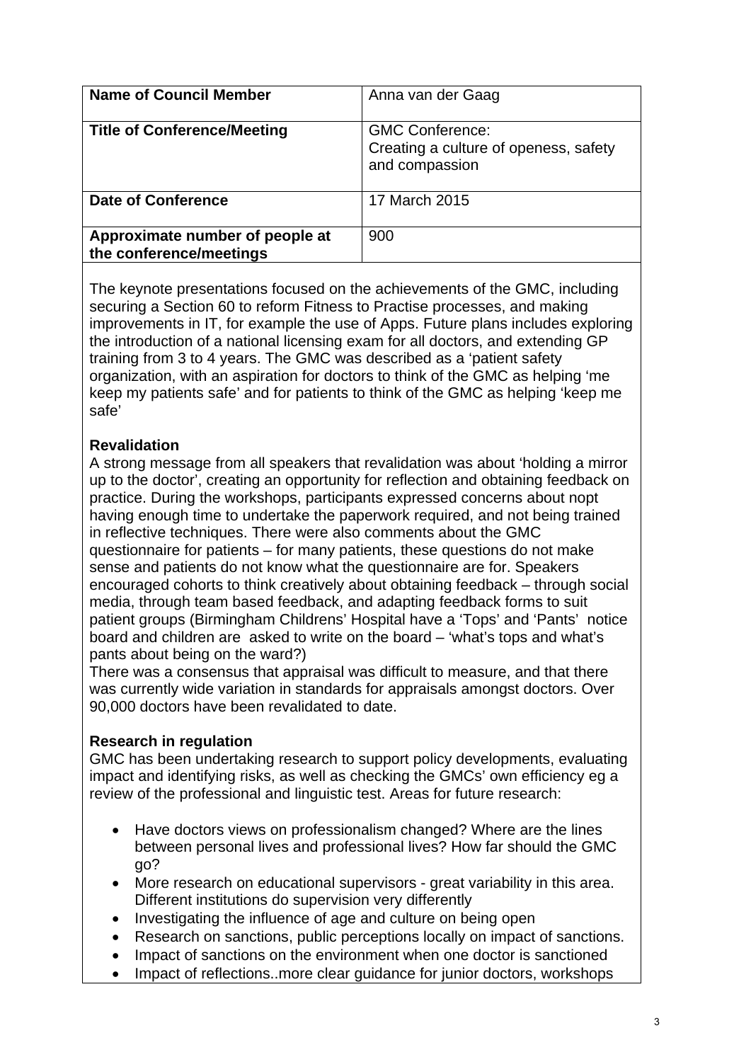| Name of Council Member | Anna van der Gaag |
|---|---|
| **Title of Conference/Meeting** | GMC Conference: Creating a culture of openess, safety and compassion |
| **Date of Conference** | 17 March 2015 |
| **Approximate number of people at the conference/meetings** | 900 |

The keynote presentations focused on the achievements of the GMC, including securing a Section 60 to reform Fitness to Practise processes, and making improvements in IT, for example the use of Apps. Future plans includes exploring the introduction of a national licensing exam for all doctors, and extending GP training from 3 to 4 years. The GMC was described as a 'patient safety organization, with an aspiration for doctors to think of the GMC as helping 'me keep my patients safe' and for patients to think of the GMC as helping 'keep me safe'

**Revalidation**

A strong message from all speakers that revalidation was about 'holding a mirror up to the doctor', creating an opportunity for reflection and obtaining feedback on practice. During the workshops, participants expressed concerns about nopt having enough time to undertake the paperwork required, and not being trained in reflective techniques. There were also comments about the GMC questionnaire for patients – for many patients, these questions do not make sense and patients do not know what the questionnaire are for. Speakers encouraged cohorts to think creatively about obtaining feedback – through social media, through team based feedback, and adapting feedback forms to suit patient groups (Birmingham Childrens' Hospital have a 'Tops' and 'Pants' notice board and children are asked to write on the board – 'what's tops and what's pants about being on the ward?)

There was a consensus that appraisal was difficult to measure, and that there was currently wide variation in standards for appraisals amongst doctors. Over 90,000 doctors have been revalidated to date.

**Research in regulation**

GMC has been undertaking research to support policy developments, evaluating impact and identifying risks, as well as checking the GMCs' own efficiency eg a review of the professional and linguistic test. Areas for future research:

- Have doctors views on professionalism changed? Where are the lines between personal lives and professional lives? How far should the GMC go?
- More research on educational supervisors - great variability in this area. Different institutions do supervision very differently
- Investigating the influence of age and culture on being open
- Research on sanctions, public perceptions locally on impact of sanctions.
- Impact of sanctions on the environment when one doctor is sanctioned
- Impact of reflections..more clear guidance for junior doctors, workshops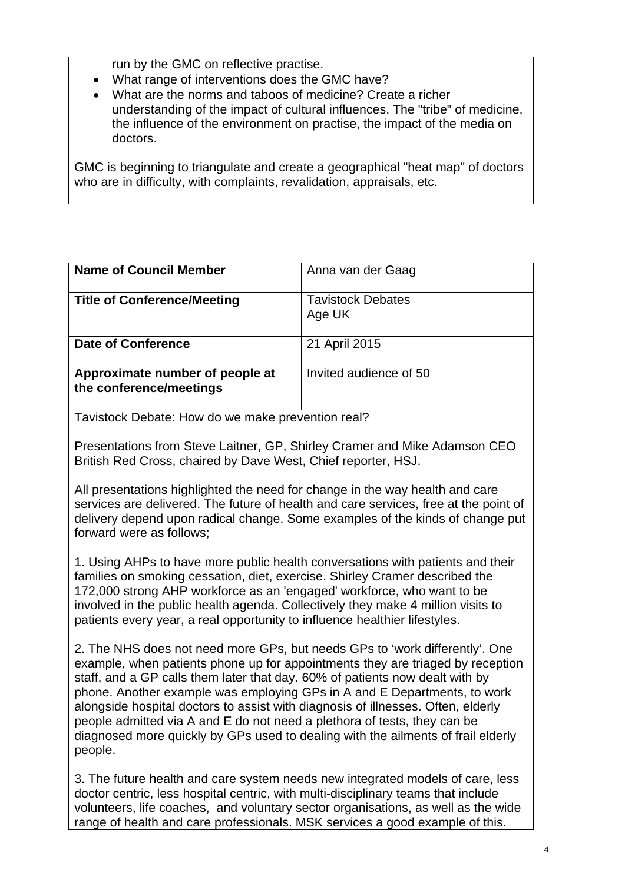run by the GMC on reflective practise.

- What range of interventions does the GMC have?
- What are the norms and taboos of medicine? Create a richer understanding of the impact of cultural influences. The "tribe" of medicine, the influence of the environment on practise, the impact of the media on doctors.

GMC is beginning to triangulate and create a geographical "heat map" of doctors who are in difficulty, with complaints, revalidation, appraisals, etc.

| **Name of Council Member** | Anna van der Gaag |
|---|---|
| **Title of Conference/Meeting** | Tavistock Debates<br>Age UK |
| **Date of Conference** | 21 April 2015 |
| **Approximate number of people at the conference/meetings** | Invited audience of 50 |

Tavistock Debate: How do we make prevention real?

Presentations from Steve Laitner, GP, Shirley Cramer and Mike Adamson CEO British Red Cross, chaired by Dave West, Chief reporter, HSJ.

All presentations highlighted the need for change in the way health and care services are delivered. The future of health and care services, free at the point of delivery depend upon radical change. Some examples of the kinds of change put forward were as follows;

1. Using AHPs to have more public health conversations with patients and their families on smoking cessation, diet, exercise. Shirley Cramer described the 172,000 strong AHP workforce as an 'engaged' workforce, who want to be involved in the public health agenda. Collectively they make 4 million visits to patients every year, a real opportunity to influence healthier lifestyles.

2. The NHS does not need more GPs, but needs GPs to 'work differently'. One example, when patients phone up for appointments they are triaged by reception staff, and a GP calls them later that day. 60% of patients now dealt with by phone. Another example was employing GPs in A and E Departments, to work alongside hospital doctors to assist with diagnosis of illnesses. Often, elderly people admitted via A and E do not need a plethora of tests, they can be diagnosed more quickly by GPs used to dealing with the ailments of frail elderly people.

3. The future health and care system needs new integrated models of care, less doctor centric, less hospital centric, with multi-disciplinary teams that include volunteers, life coaches, and voluntary sector organisations, as well as the wide range of health and care professionals. MSK services a good example of this.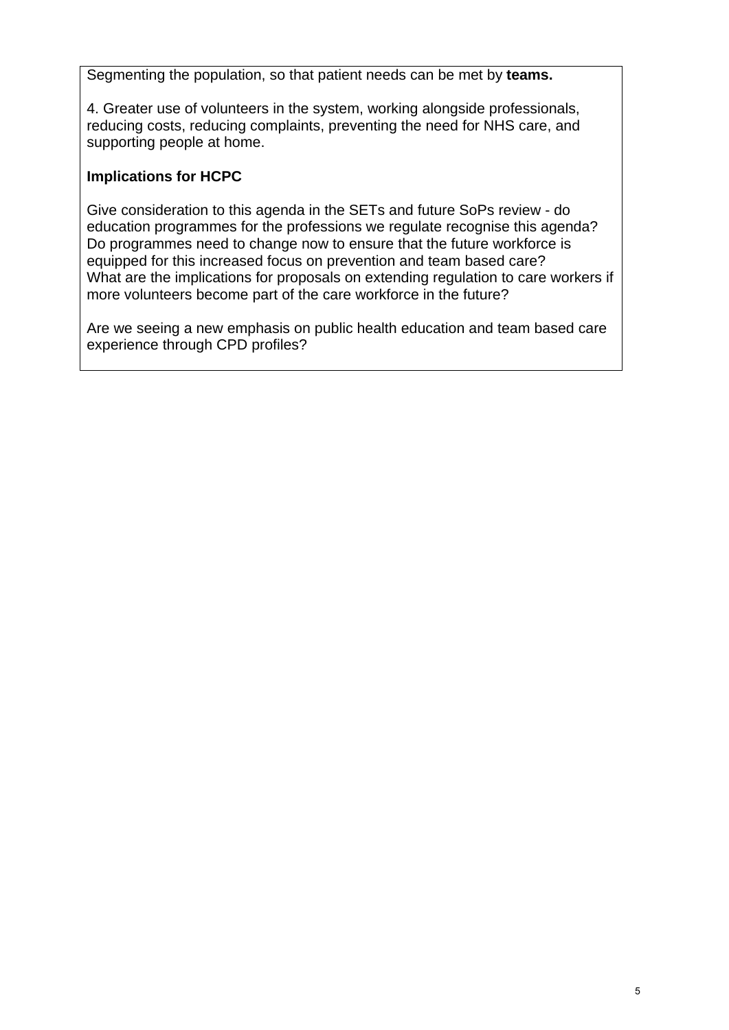Segmenting the population, so that patient needs can be met by **teams.**

4. Greater use of volunteers in the system, working alongside professionals, reducing costs, reducing complaints, preventing the need for NHS care, and supporting people at home.

**Implications for HCPC**

Give consideration to this agenda in the SETs and future SoPs review - do education programmes for the professions we regulate recognise this agenda? Do programmes need to change now to ensure that the future workforce is equipped for this increased focus on prevention and team based care? What are the implications for proposals on extending regulation to care workers if more volunteers become part of the care workforce in the future?

Are we seeing a new emphasis on public health education and team based care experience through CPD profiles?